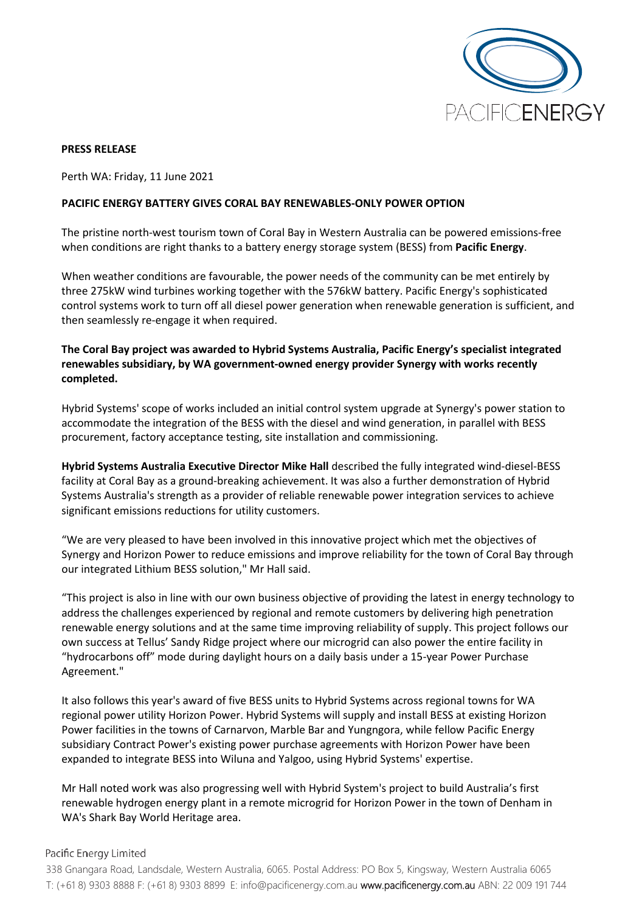PACIFICENERGY

**PRESS RELEASE**

Perth WA: Friday, 11 June 2021

**PACIFIC ENERGY BATTERY GIVES CORAL BAY RENEWABLES-ONLY POWER OPTION**

The pristine north-west tourism town of Coral Bay in Western Australia can be powered emissions-free when conditions are right thanks to a battery energy storage system (BESS) from **Pacific Energy**.

When weather conditions are favourable, the power needs of the community can be met entirely by three 275kW wind turbines working together with the 576kW battery. Pacific Energy's sophisticated control systems work to turn off all diesel power generation when renewable generation is sufficient, and then seamlessly re-engage it when required.

**The Coral Bay project was awarded to Hybrid Systems Australia, Pacific Energy's specialist integrated renewables subsidiary, by WA government-owned energy provider Synergy with works recently completed.**

Hybrid Systems' scope of works included an initial control system upgrade at Synergy's power station to accommodate the integration of the BESS with the diesel and wind generation, in parallel with BESS procurement, factory acceptance testing, site installation and commissioning.

**Hybrid Systems Australia Executive Director Mike Hall** described the fully integrated wind-diesel-BESS facility at Coral Bay as a ground-breaking achievement. It was also a further demonstration of Hybrid Systems Australia's strength as a provider of reliable renewable power integration services to achieve significant emissions reductions for utility customers.

"We are very pleased to have been involved in this innovative project which met the objectives of Synergy and Horizon Power to reduce emissions and improve reliability for the town of Coral Bay through our integrated Lithium BESS solution," Mr Hall said.

"This project is also in line with our own business objective of providing the latest in energy technology to address the challenges experienced by regional and remote customers by delivering high penetration renewable energy solutions and at the same time improving reliability of supply. This project follows our own success at Tellus' Sandy Ridge project where our microgrid can also power the entire facility in "hydrocarbons off" mode during daylight hours on a daily basis under a 15-year Power Purchase Agreement."

It also follows this year's award of five BESS units to Hybrid Systems across regional towns for WA regional power utility Horizon Power. Hybrid Systems will supply and install BESS at existing Horizon Power facilities in the towns of Carnarvon, Marble Bar and Yungngora, while fellow Pacific Energy subsidiary Contract Power's existing power purchase agreements with Horizon Power have been expanded to integrate BESS into Wiluna and Yalgoo, using Hybrid Systems' expertise.

Mr Hall noted work was also progressing well with Hybrid System's project to build Australia's first renewable hydrogen energy plant in a remote microgrid for Horizon Power in the town of Denham in WA's Shark Bay World Heritage area.

Pacific Energy Limited
338 Gnangara Road, Landsdale, Western Australia, 6065. Postal Address: PO Box 5, Kingsway, Western Australia 6065
T: (+61 8) 9303 8888 F: (+61 8) 9303 8899 E: info@pacificenergy.com.au **www.pacificenergy.com.au** ABN: 22 009 191 744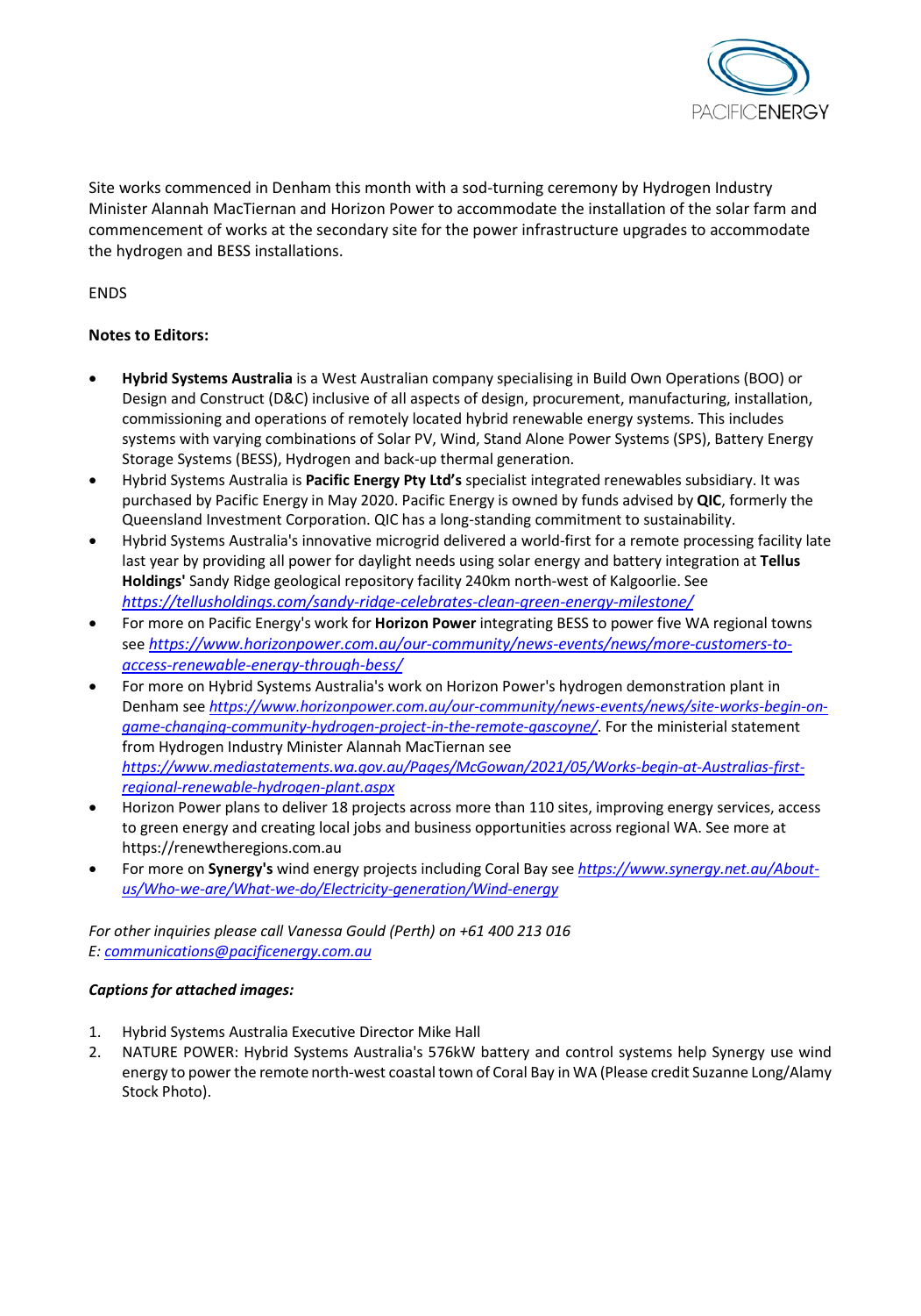Site works commenced in Denham this month with a sod-turning ceremony by Hydrogen Industry Minister Alannah MacTiernan and Horizon Power to accommodate the installation of the solar farm and commencement of works at the secondary site for the power infrastructure upgrades to accommodate the hydrogen and BESS installations.

ENDS

**Notes to Editors:**

- **Hybrid Systems Australia** is a West Australian company specialising in Build Own Operations (BOO) or Design and Construct (D&C) inclusive of all aspects of design, procurement, manufacturing, installation, commissioning and operations of remotely located hybrid renewable energy systems. This includes systems with varying combinations of Solar PV, Wind, Stand Alone Power Systems (SPS), Battery Energy Storage Systems (BESS), Hydrogen and back-up thermal generation.
- Hybrid Systems Australia is **Pacific Energy Pty Ltd's** specialist integrated renewables subsidiary. It was purchased by Pacific Energy in May 2020. Pacific Energy is owned by funds advised by **QIC**, formerly the Queensland Investment Corporation. QIC has a long-standing commitment to sustainability.
- Hybrid Systems Australia's innovative microgrid delivered a world-first for a remote processing facility late last year by providing all power for daylight needs using solar energy and battery integration at **Tellus Holdings'** Sandy Ridge geological repository facility 240km north-west of Kalgoorlie. See *https://tellusholdings.com/sandy-ridge-celebrates-clean-green-energy-milestone/*
- For more on Pacific Energy's work for **Horizon Power** integrating BESS to power five WA regional towns see *https://www.horizonpower.com.au/our-community/news-events/news/more-customers-to-access-renewable-energy-through-bess/*
- For more on Hybrid Systems Australia's work on Horizon Power's hydrogen demonstration plant in Denham see *https://www.horizonpower.com.au/our-community/news-events/news/site-works-begin-on-game-changing-community-hydrogen-project-in-the-remote-gascoyne/*. For the ministerial statement from Hydrogen Industry Minister Alannah MacTiernan see *https://www.mediastatements.wa.gov.au/Pages/McGowan/2021/05/Works-begin-at-Australias-first-regional-renewable-hydrogen-plant.aspx*
- Horizon Power plans to deliver 18 projects across more than 110 sites, improving energy services, access to green energy and creating local jobs and business opportunities across regional WA. See more at https://renewtheregions.com.au
- For more on **Synergy's** wind energy projects including Coral Bay see *https://www.synergy.net.au/About-us/Who-we-are/What-we-do/Electricity-generation/Wind-energy*

*For other inquiries please call Vanessa Gould (Perth) on +61 400 213 016*
*E: communications@pacificenergy.com.au*

***Captions for attached images:***

1. Hybrid Systems Australia Executive Director Mike Hall
2. NATURE POWER: Hybrid Systems Australia's 576kW battery and control systems help Synergy use wind energy to power the remote north-west coastal town of Coral Bay in WA (Please credit Suzanne Long/Alamy Stock Photo).